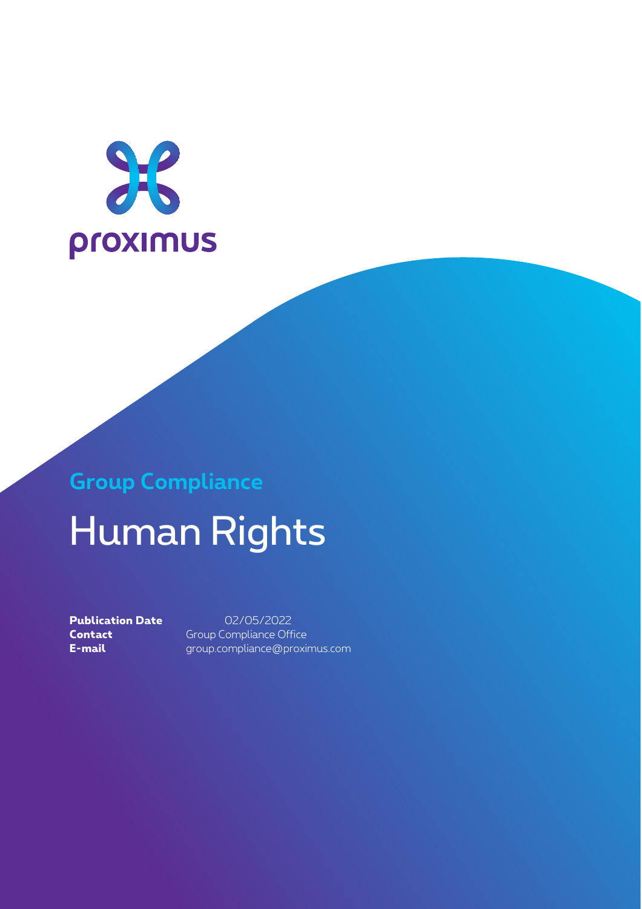proximus

## Group Compliance

# Human Rights

**Publication Date** 02/05/2022
**Contact** Group Compliance Office
**E-mail** group.compliance@proximus.com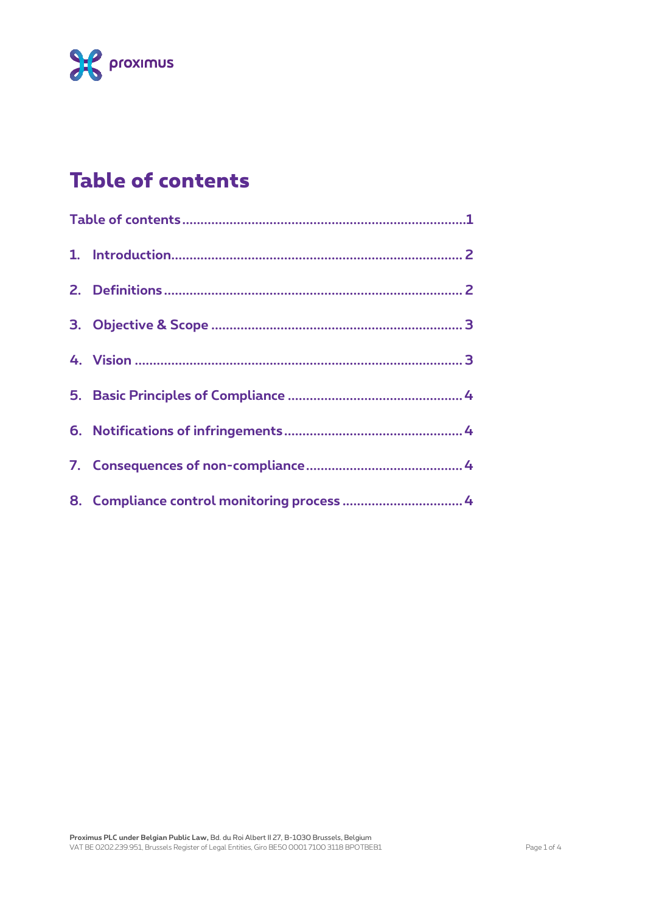# Table of contents

Table of contents ........................................................................ 1

1. Introduction ........................................................................ 2
2. Definitions ........................................................................ 2
3. Objective & Scope ........................................................................ 3
4. Vision ........................................................................ 3
5. Basic Principles of Compliance ........................................................................ 4
6. Notifications of infringements ........................................................................ 4
7. Consequences of non-compliance ........................................................................ 4
8. Compliance control monitoring process ........................................................................ 4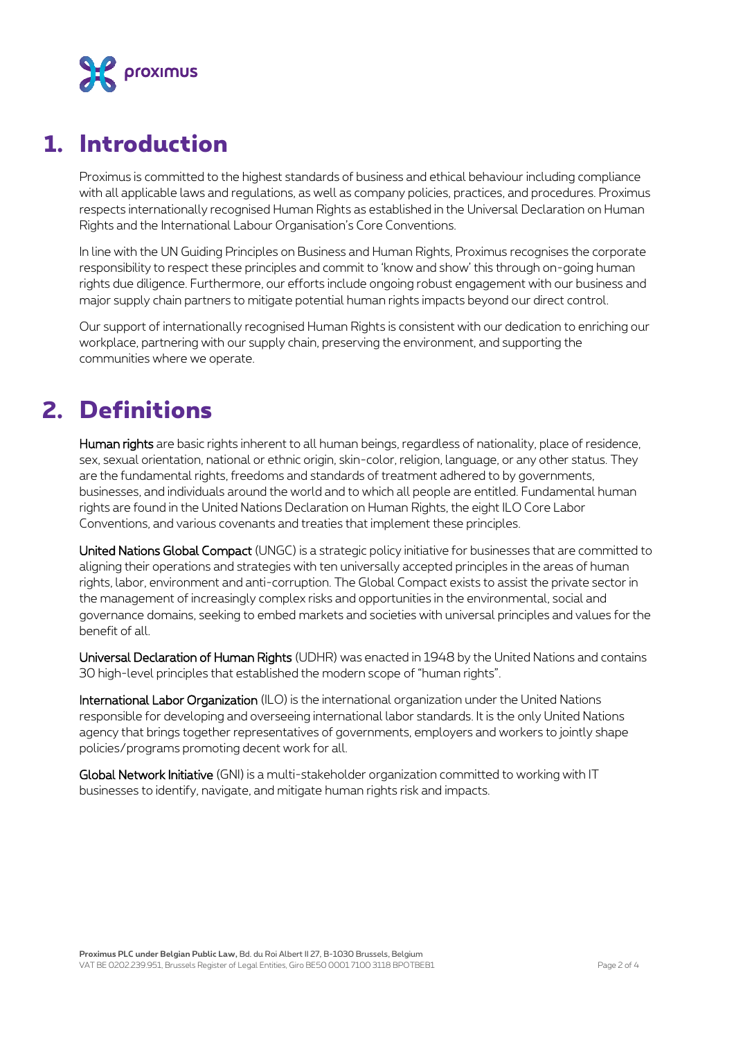# 1. Introduction

Proximus is committed to the highest standards of business and ethical behaviour including compliance with all applicable laws and regulations, as well as company policies, practices, and procedures. Proximus respects internationally recognised Human Rights as established in the Universal Declaration on Human Rights and the International Labour Organisation's Core Conventions.

In line with the UN Guiding Principles on Business and Human Rights, Proximus recognises the corporate responsibility to respect these principles and commit to 'know and show' this through on-going human rights due diligence. Furthermore, our efforts include ongoing robust engagement with our business and major supply chain partners to mitigate potential human rights impacts beyond our direct control.

Our support of internationally recognised Human Rights is consistent with our dedication to enriching our workplace, partnering with our supply chain, preserving the environment, and supporting the communities where we operate.

# 2. Definitions

**Human rights** are basic rights inherent to all human beings, regardless of nationality, place of residence, sex, sexual orientation, national or ethnic origin, skin-color, religion, language, or any other status. They are the fundamental rights, freedoms and standards of treatment adhered to by governments, businesses, and individuals around the world and to which all people are entitled. Fundamental human rights are found in the United Nations Declaration on Human Rights, the eight ILO Core Labor Conventions, and various covenants and treaties that implement these principles.

**United Nations Global Compact** (UNGC) is a strategic policy initiative for businesses that are committed to aligning their operations and strategies with ten universally accepted principles in the areas of human rights, labor, environment and anti-corruption. The Global Compact exists to assist the private sector in the management of increasingly complex risks and opportunities in the environmental, social and governance domains, seeking to embed markets and societies with universal principles and values for the benefit of all.

**Universal Declaration of Human Rights** (UDHR) was enacted in 1948 by the United Nations and contains 30 high-level principles that established the modern scope of "human rights".

**International Labor Organization** (ILO) is the international organization under the United Nations responsible for developing and overseeing international labor standards. It is the only United Nations agency that brings together representatives of governments, employers and workers to jointly shape policies/programs promoting decent work for all.

**Global Network Initiative** (GNI) is a multi-stakeholder organization committed to working with IT businesses to identify, navigate, and mitigate human rights risk and impacts.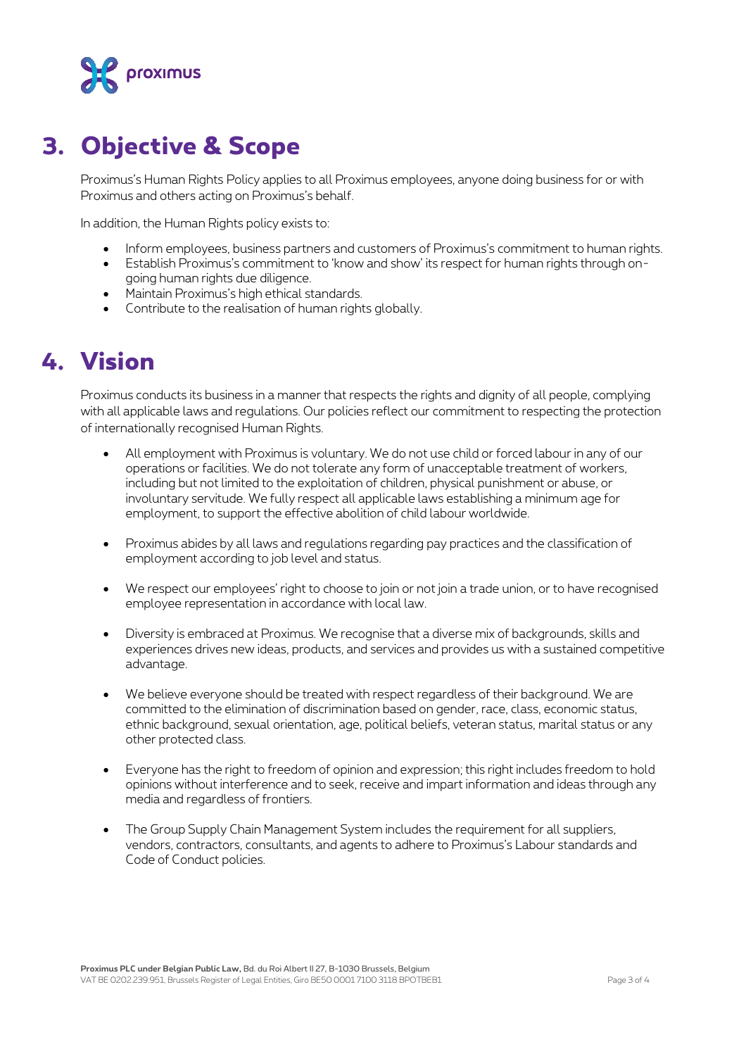## 3. Objective & Scope

Proximus's Human Rights Policy applies to all Proximus employees, anyone doing business for or with Proximus and others acting on Proximus's behalf.

In addition, the Human Rights policy exists to:

- Inform employees, business partners and customers of Proximus's commitment to human rights.
- Establish Proximus's commitment to 'know and show' its respect for human rights through on-going human rights due diligence.
- Maintain Proximus's high ethical standards.
- Contribute to the realisation of human rights globally.

## 4. Vision

Proximus conducts its business in a manner that respects the rights and dignity of all people, complying with all applicable laws and regulations. Our policies reflect our commitment to respecting the protection of internationally recognised Human Rights.

- All employment with Proximus is voluntary. We do not use child or forced labour in any of our operations or facilities. We do not tolerate any form of unacceptable treatment of workers, including but not limited to the exploitation of children, physical punishment or abuse, or involuntary servitude. We fully respect all applicable laws establishing a minimum age for employment, to support the effective abolition of child labour worldwide.

- Proximus abides by all laws and regulations regarding pay practices and the classification of employment according to job level and status.

- We respect our employees' right to choose to join or not join a trade union, or to have recognised employee representation in accordance with local law.

- Diversity is embraced at Proximus. We recognise that a diverse mix of backgrounds, skills and experiences drives new ideas, products, and services and provides us with a sustained competitive advantage.

- We believe everyone should be treated with respect regardless of their background. We are committed to the elimination of discrimination based on gender, race, class, economic status, ethnic background, sexual orientation, age, political beliefs, veteran status, marital status or any other protected class.

- Everyone has the right to freedom of opinion and expression; this right includes freedom to hold opinions without interference and to seek, receive and impart information and ideas through any media and regardless of frontiers.

- The Group Supply Chain Management System includes the requirement for all suppliers, vendors, contractors, consultants, and agents to adhere to Proximus's Labour standards and Code of Conduct policies.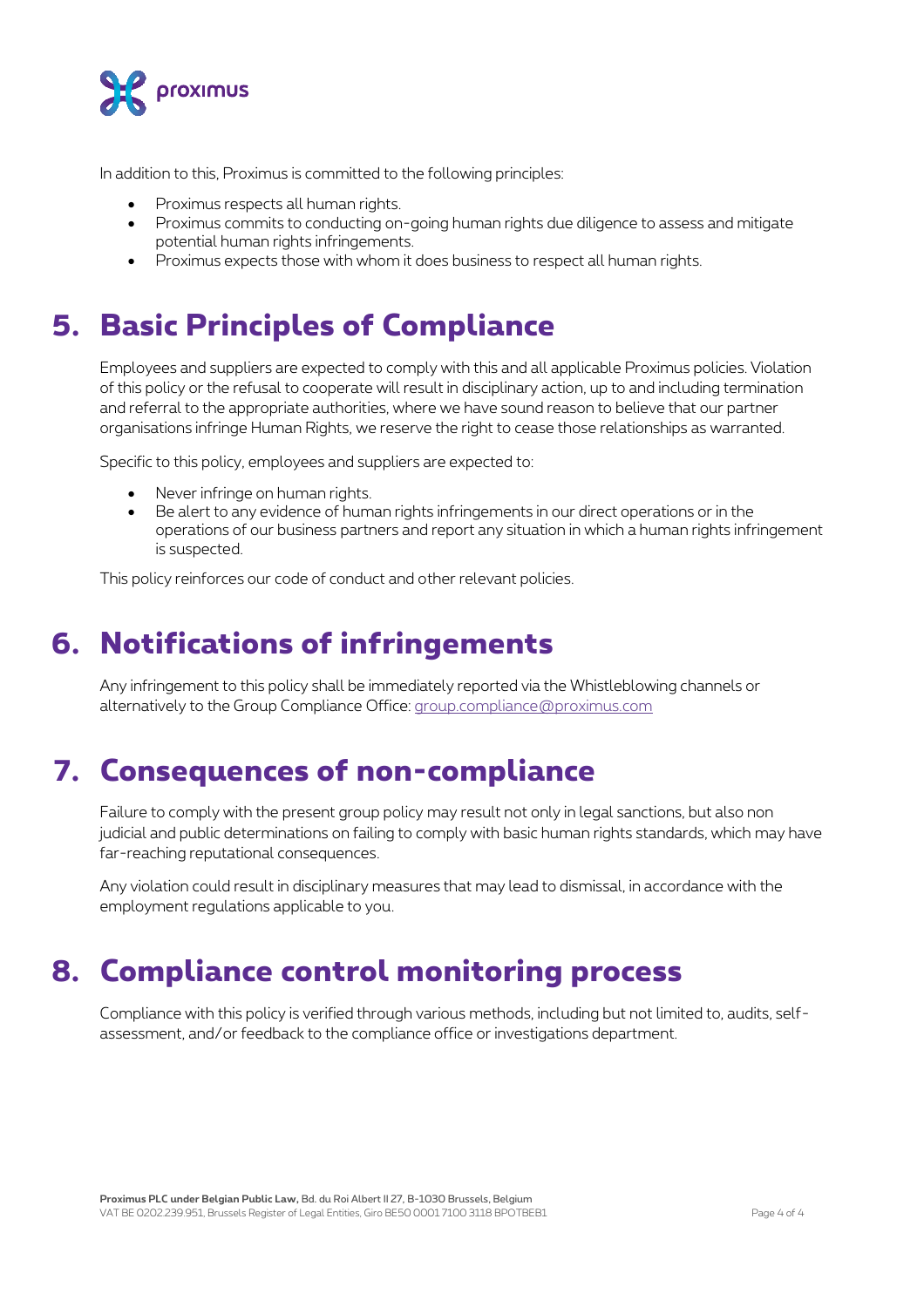In addition to this, Proximus is committed to the following principles:

- Proximus respects all human rights.
- Proximus commits to conducting on-going human rights due diligence to assess and mitigate potential human rights infringements.
- Proximus expects those with whom it does business to respect all human rights.

# 5. Basic Principles of Compliance

Employees and suppliers are expected to comply with this and all applicable Proximus policies. Violation of this policy or the refusal to cooperate will result in disciplinary action, up to and including termination and referral to the appropriate authorities, where we have sound reason to believe that our partner organisations infringe Human Rights, we reserve the right to cease those relationships as warranted.

Specific to this policy, employees and suppliers are expected to:

- Never infringe on human rights.
- Be alert to any evidence of human rights infringements in our direct operations or in the operations of our business partners and report any situation in which a human rights infringement is suspected.

This policy reinforces our code of conduct and other relevant policies.

# 6. Notifications of infringements

Any infringement to this policy shall be immediately reported via the Whistleblowing channels or alternatively to the Group Compliance Office: group.compliance@proximus.com

# 7. Consequences of non-compliance

Failure to comply with the present group policy may result not only in legal sanctions, but also non judicial and public determinations on failing to comply with basic human rights standards, which may have far-reaching reputational consequences.

Any violation could result in disciplinary measures that may lead to dismissal, in accordance with the employment regulations applicable to you.

# 8. Compliance control monitoring process

Compliance with this policy is verified through various methods, including but not limited to, audits, self-assessment, and/or feedback to the compliance office or investigations department.

**Proximus PLC under Belgian Public Law,** Bd. du Roi Albert II 27, B-1030 Brussels, Belgium
VAT BE 0202.239.951, Brussels Register of Legal Entities, Giro BE50 0001 7100 3118 BPOTBEB1